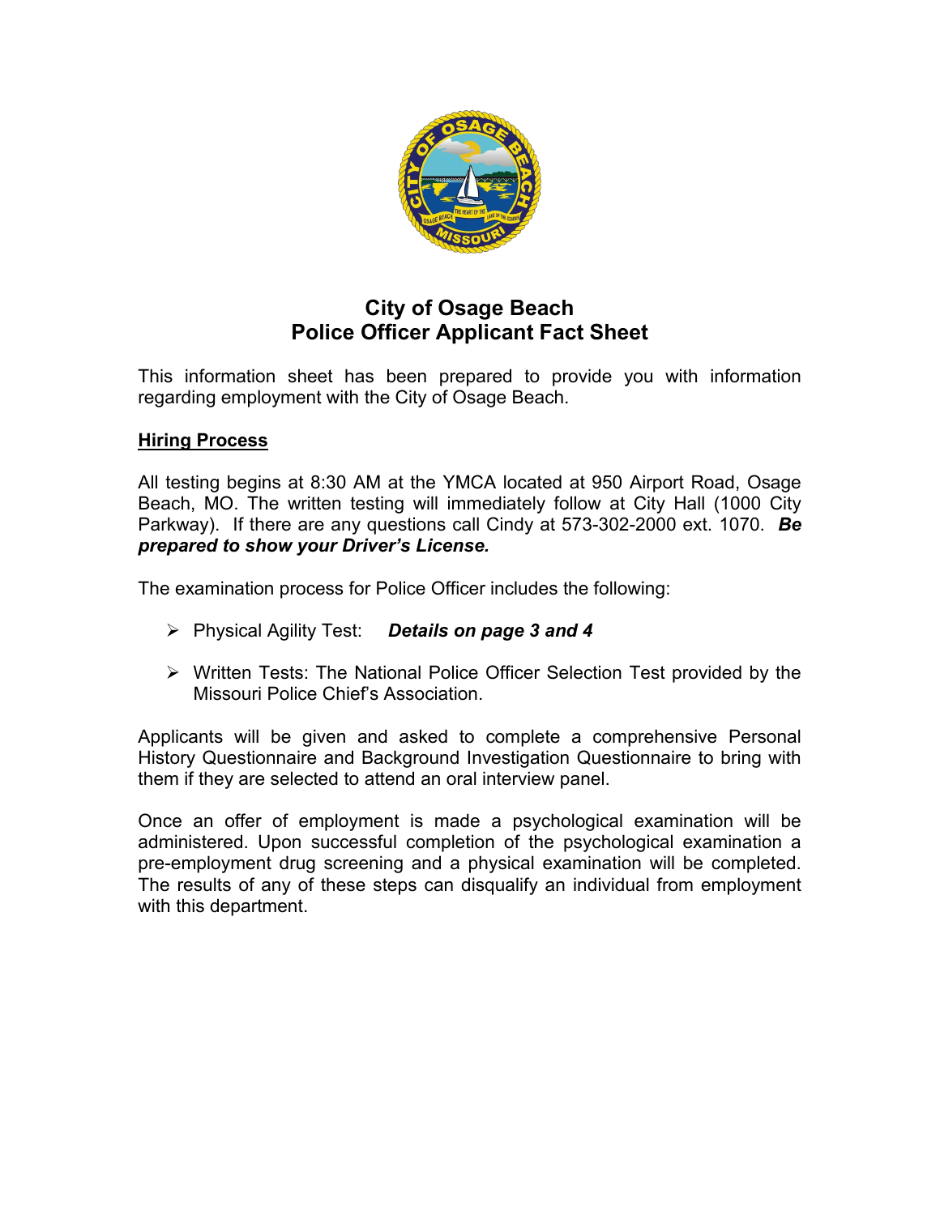# City of Osage Beach
# Police Officer Applicant Fact Sheet

This information sheet has been prepared to provide you with information regarding employment with the City of Osage Beach.

## Hiring Process

All testing begins at 8:30 AM at the YMCA located at 950 Airport Road, Osage Beach, MO. The written testing will immediately follow at City Hall (1000 City Parkway). If there are any questions call Cindy at 573-302-2000 ext. 1070. ***Be prepared to show your Driver's License.***

The examination process for Police Officer includes the following:

- Physical Agility Test: ***Details on page 3 and 4***
- Written Tests: The National Police Officer Selection Test provided by the Missouri Police Chief's Association.

Applicants will be given and asked to complete a comprehensive Personal History Questionnaire and Background Investigation Questionnaire to bring with them if they are selected to attend an oral interview panel.

Once an offer of employment is made a psychological examination will be administered. Upon successful completion of the psychological examination a pre-employment drug screening and a physical examination will be completed. The results of any of these steps can disqualify an individual from employment with this department.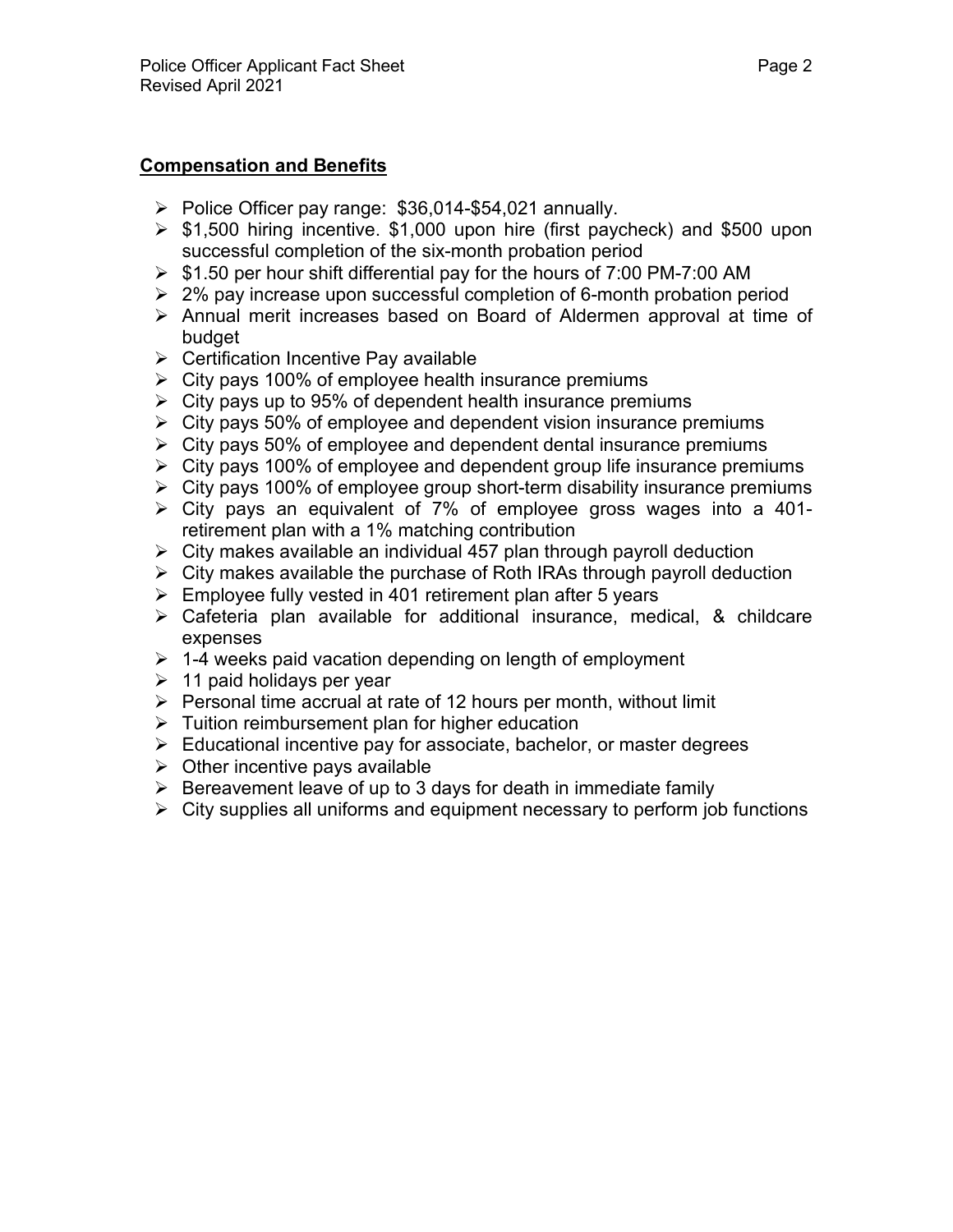## Compensation and Benefits

- Police Officer pay range: $36,014-$54,021 annually.
- $1,500 hiring incentive. $1,000 upon hire (first paycheck) and $500 upon successful completion of the six-month probation period
- $1.50 per hour shift differential pay for the hours of 7:00 PM-7:00 AM
- 2% pay increase upon successful completion of 6-month probation period
- Annual merit increases based on Board of Aldermen approval at time of budget
- Certification Incentive Pay available
- City pays 100% of employee health insurance premiums
- City pays up to 95% of dependent health insurance premiums
- City pays 50% of employee and dependent vision insurance premiums
- City pays 50% of employee and dependent dental insurance premiums
- City pays 100% of employee and dependent group life insurance premiums
- City pays 100% of employee group short-term disability insurance premiums
- City pays an equivalent of 7% of employee gross wages into a 401-retirement plan with a 1% matching contribution
- City makes available an individual 457 plan through payroll deduction
- City makes available the purchase of Roth IRAs through payroll deduction
- Employee fully vested in 401 retirement plan after 5 years
- Cafeteria plan available for additional insurance, medical, & childcare expenses
- 1-4 weeks paid vacation depending on length of employment
- 11 paid holidays per year
- Personal time accrual at rate of 12 hours per month, without limit
- Tuition reimbursement plan for higher education
- Educational incentive pay for associate, bachelor, or master degrees
- Other incentive pays available
- Bereavement leave of up to 3 days for death in immediate family
- City supplies all uniforms and equipment necessary to perform job functions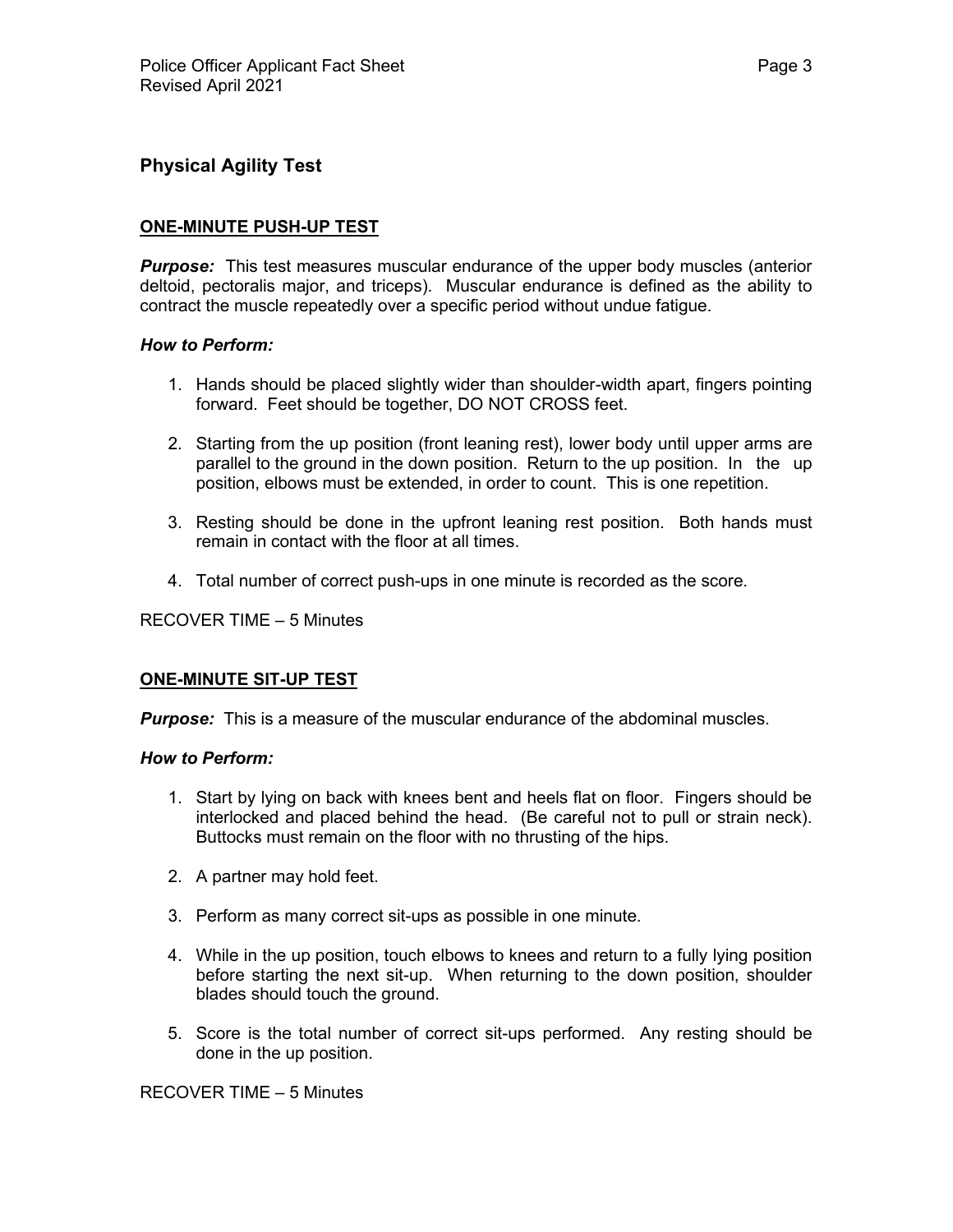## Physical Agility Test

### ONE-MINUTE PUSH-UP TEST

***Purpose:*** This test measures muscular endurance of the upper body muscles (anterior deltoid, pectoralis major, and triceps). Muscular endurance is defined as the ability to contract the muscle repeatedly over a specific period without undue fatigue.

***How to Perform:***

1. Hands should be placed slightly wider than shoulder-width apart, fingers pointing forward. Feet should be together, DO NOT CROSS feet.
2. Starting from the up position (front leaning rest), lower body until upper arms are parallel to the ground in the down position. Return to the up position. In the up position, elbows must be extended, in order to count. This is one repetition.
3. Resting should be done in the upfront leaning rest position. Both hands must remain in contact with the floor at all times.
4. Total number of correct push-ups in one minute is recorded as the score.

RECOVER TIME – 5 Minutes

### ONE-MINUTE SIT-UP TEST

***Purpose:*** This is a measure of the muscular endurance of the abdominal muscles.

***How to Perform:***

1. Start by lying on back with knees bent and heels flat on floor. Fingers should be interlocked and placed behind the head. (Be careful not to pull or strain neck). Buttocks must remain on the floor with no thrusting of the hips.
2. A partner may hold feet.
3. Perform as many correct sit-ups as possible in one minute.
4. While in the up position, touch elbows to knees and return to a fully lying position before starting the next sit-up. When returning to the down position, shoulder blades should touch the ground.
5. Score is the total number of correct sit-ups performed. Any resting should be done in the up position.

RECOVER TIME – 5 Minutes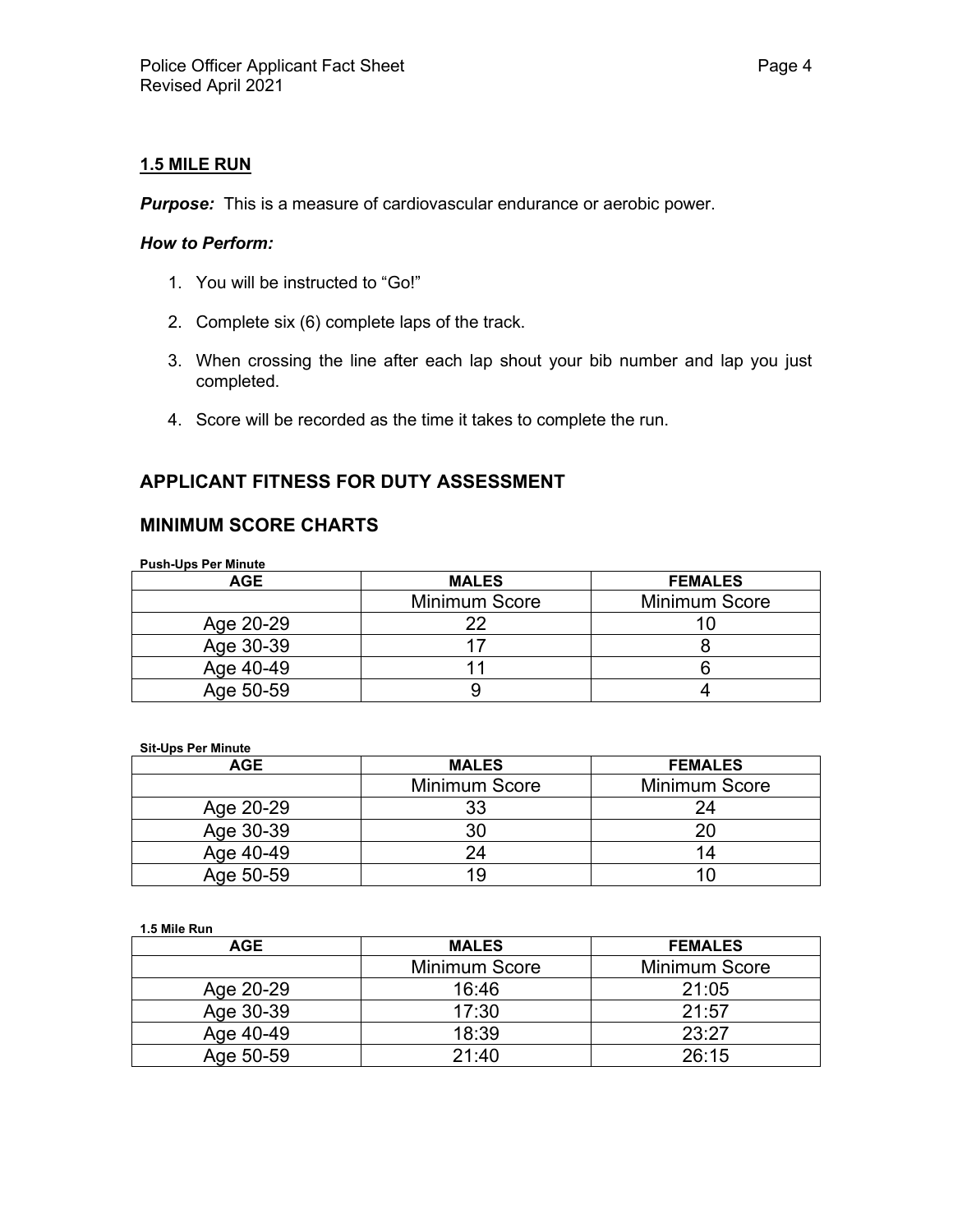## 1.5 MILE RUN

***Purpose:*** This is a measure of cardiovascular endurance or aerobic power.

***How to Perform:***

1. You will be instructed to "Go!"
2. Complete six (6) complete laps of the track.
3. When crossing the line after each lap shout your bib number and lap you just completed.
4. Score will be recorded as the time it takes to complete the run.

## APPLICANT FITNESS FOR DUTY ASSESSMENT

## MINIMUM SCORE CHARTS

**Push-Ups Per Minute**

| AGE | MALES | FEMALES |
|---|---|---|
| | Minimum Score | Minimum Score |
| Age 20-29 | 22 | 10 |
| Age 30-39 | 17 | 8 |
| Age 40-49 | 11 | 6 |
| Age 50-59 | 9 | 4 |

**Sit-Ups Per Minute**

| AGE | MALES | FEMALES |
|---|---|---|
| | Minimum Score | Minimum Score |
| Age 20-29 | 33 | 24 |
| Age 30-39 | 30 | 20 |
| Age 40-49 | 24 | 14 |
| Age 50-59 | 19 | 10 |

**1.5 Mile Run**

| AGE | MALES | FEMALES |
|---|---|---|
| | Minimum Score | Minimum Score |
| Age 20-29 | 16:46 | 21:05 |
| Age 30-39 | 17:30 | 21:57 |
| Age 40-49 | 18:39 | 23:27 |
| Age 50-59 | 21:40 | 26:15 |